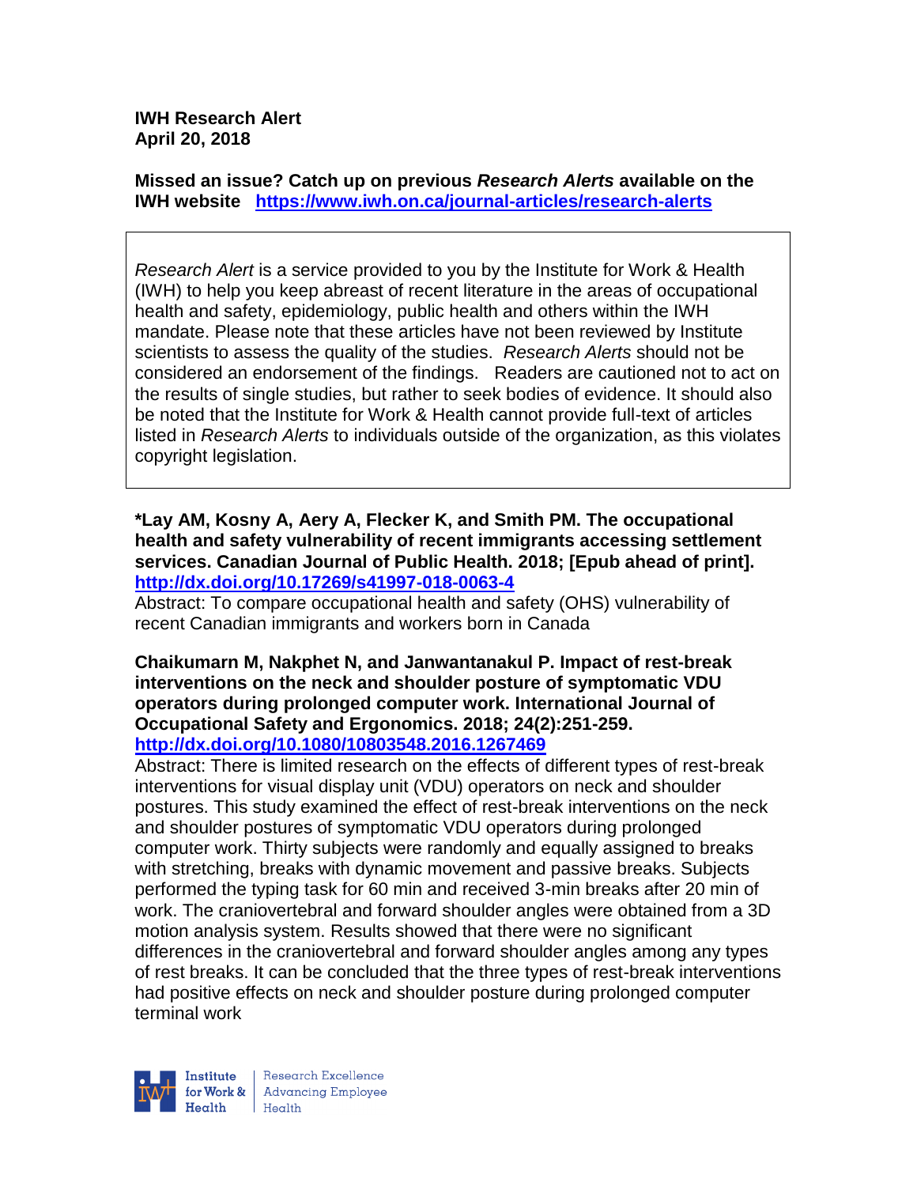**IWH Research Alert**
**April 20, 2018**

**Missed an issue? Catch up on previous *Research Alerts* available on the IWH website** **https://www.iwh.on.ca/journal-articles/research-alerts**

*Research Alert* is a service provided to you by the Institute for Work & Health (IWH) to help you keep abreast of recent literature in the areas of occupational health and safety, epidemiology, public health and others within the IWH mandate. Please note that these articles have not been reviewed by Institute scientists to assess the quality of the studies. *Research Alerts* should not be considered an endorsement of the findings. Readers are cautioned not to act on the results of single studies, but rather to seek bodies of evidence. It should also be noted that the Institute for Work & Health cannot provide full-text of articles listed in *Research Alerts* to individuals outside of the organization, as this violates copyright legislation.

**\*Lay AM, Kosny A, Aery A, Flecker K, and Smith PM. The occupational health and safety vulnerability of recent immigrants accessing settlement services. Canadian Journal of Public Health. 2018; [Epub ahead of print].** **http://dx.doi.org/10.17269/s41997-018-0063-4**

Abstract: To compare occupational health and safety (OHS) vulnerability of recent Canadian immigrants and workers born in Canada

**Chaikumarn M, Nakphet N, and Janwantanakul P. Impact of rest-break interventions on the neck and shoulder posture of symptomatic VDU operators during prolonged computer work. International Journal of Occupational Safety and Ergonomics. 2018; 24(2):251-259.** **http://dx.doi.org/10.1080/10803548.2016.1267469**

Abstract: There is limited research on the effects of different types of rest-break interventions for visual display unit (VDU) operators on neck and shoulder postures. This study examined the effect of rest-break interventions on the neck and shoulder postures of symptomatic VDU operators during prolonged computer work. Thirty subjects were randomly and equally assigned to breaks with stretching, breaks with dynamic movement and passive breaks. Subjects performed the typing task for 60 min and received 3-min breaks after 20 min of work. The craniovertebral and forward shoulder angles were obtained from a 3D motion analysis system. Results showed that there were no significant differences in the craniovertebral and forward shoulder angles among any types of rest breaks. It can be concluded that the three types of rest-break interventions had positive effects on neck and shoulder posture during prolonged computer terminal work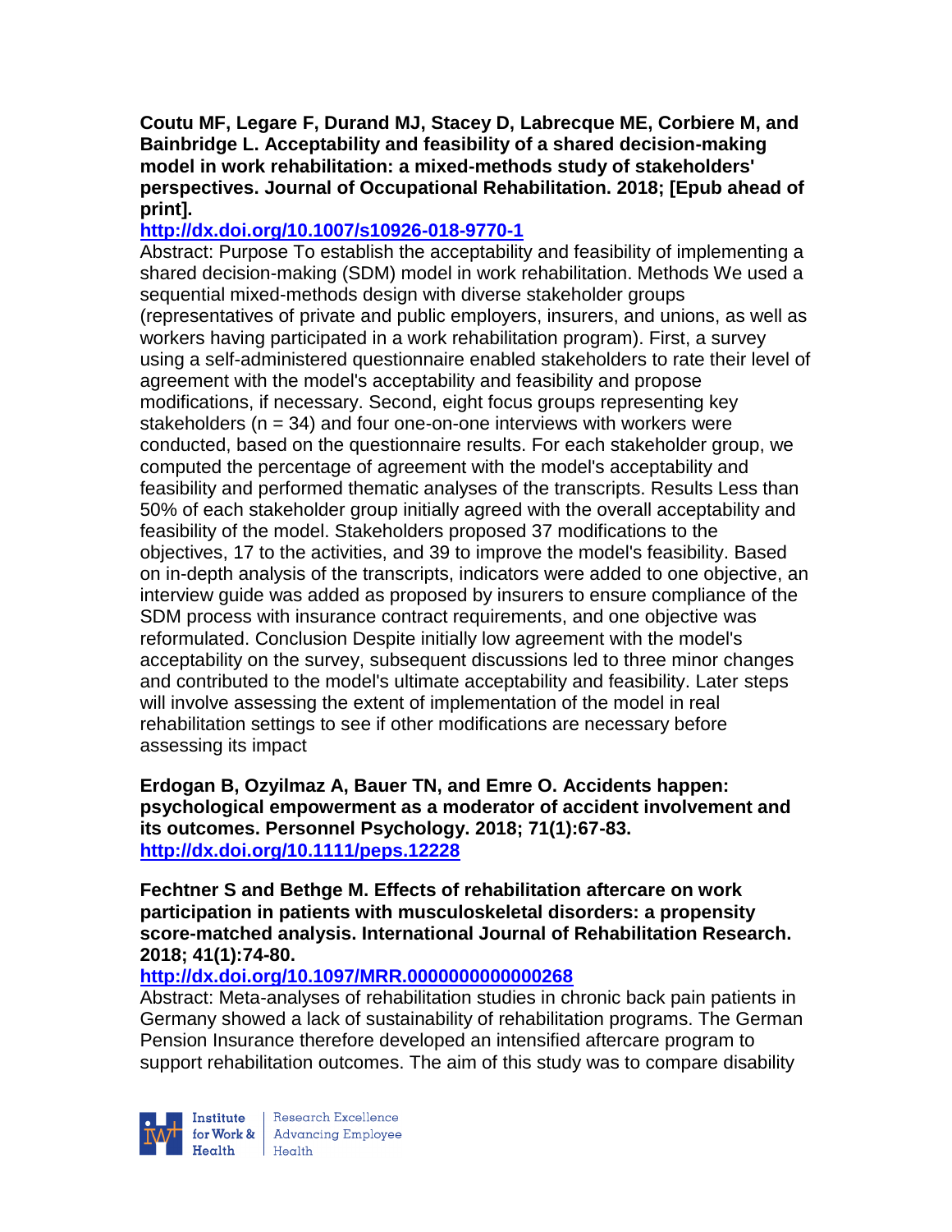**Coutu MF, Legare F, Durand MJ, Stacey D, Labrecque ME, Corbiere M, and Bainbridge L. Acceptability and feasibility of a shared decision-making model in work rehabilitation: a mixed-methods study of stakeholders' perspectives. Journal of Occupational Rehabilitation. 2018; [Epub ahead of print].**
**http://dx.doi.org/10.1007/s10926-018-9770-1**
Abstract: Purpose To establish the acceptability and feasibility of implementing a shared decision-making (SDM) model in work rehabilitation. Methods We used a sequential mixed-methods design with diverse stakeholder groups (representatives of private and public employers, insurers, and unions, as well as workers having participated in a work rehabilitation program). First, a survey using a self-administered questionnaire enabled stakeholders to rate their level of agreement with the model's acceptability and feasibility and propose modifications, if necessary. Second, eight focus groups representing key stakeholders (n = 34) and four one-on-one interviews with workers were conducted, based on the questionnaire results. For each stakeholder group, we computed the percentage of agreement with the model's acceptability and feasibility and performed thematic analyses of the transcripts. Results Less than 50% of each stakeholder group initially agreed with the overall acceptability and feasibility of the model. Stakeholders proposed 37 modifications to the objectives, 17 to the activities, and 39 to improve the model's feasibility. Based on in-depth analysis of the transcripts, indicators were added to one objective, an interview guide was added as proposed by insurers to ensure compliance of the SDM process with insurance contract requirements, and one objective was reformulated. Conclusion Despite initially low agreement with the model's acceptability on the survey, subsequent discussions led to three minor changes and contributed to the model's ultimate acceptability and feasibility. Later steps will involve assessing the extent of implementation of the model in real rehabilitation settings to see if other modifications are necessary before assessing its impact

**Erdogan B, Ozyilmaz A, Bauer TN, and Emre O. Accidents happen: psychological empowerment as a moderator of accident involvement and its outcomes. Personnel Psychology. 2018; 71(1):67-83.**
**http://dx.doi.org/10.1111/peps.12228**

**Fechtner S and Bethge M. Effects of rehabilitation aftercare on work participation in patients with musculoskeletal disorders: a propensity score-matched analysis. International Journal of Rehabilitation Research. 2018; 41(1):74-80.**
**http://dx.doi.org/10.1097/MRR.0000000000000268**
Abstract: Meta-analyses of rehabilitation studies in chronic back pain patients in Germany showed a lack of sustainability of rehabilitation programs. The German Pension Insurance therefore developed an intensified aftercare program to support rehabilitation outcomes. The aim of this study was to compare disability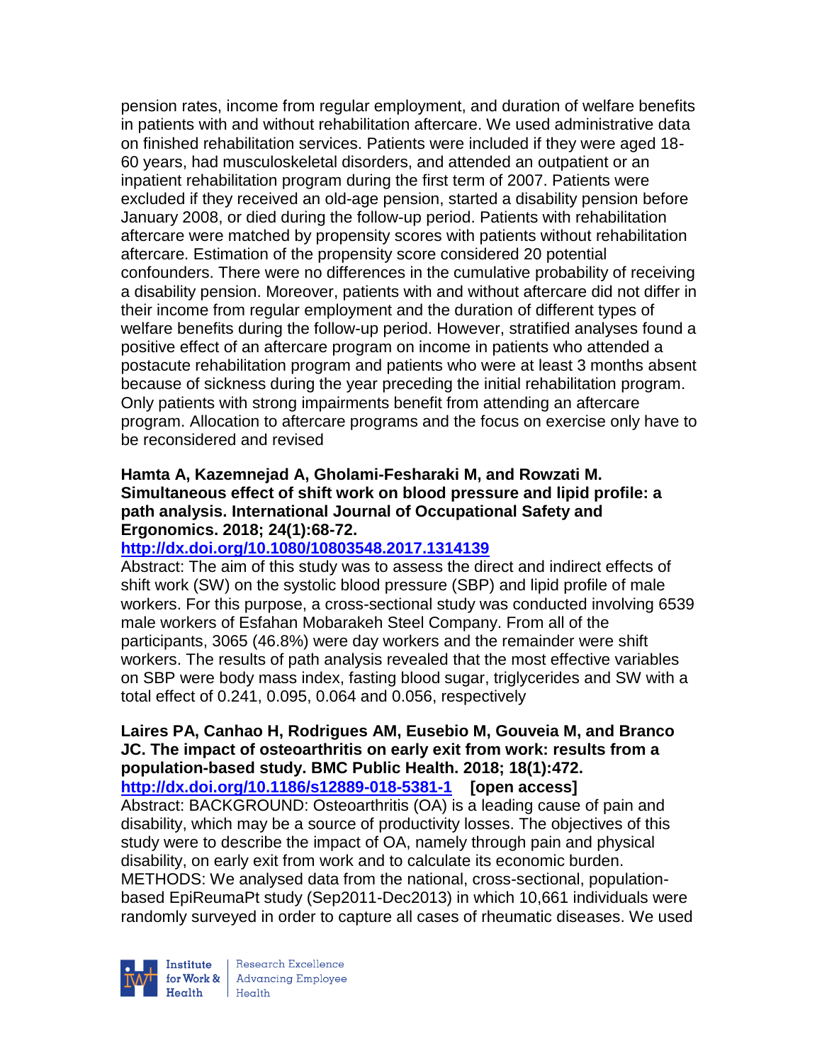pension rates, income from regular employment, and duration of welfare benefits in patients with and without rehabilitation aftercare. We used administrative data on finished rehabilitation services. Patients were included if they were aged 18-60 years, had musculoskeletal disorders, and attended an outpatient or an inpatient rehabilitation program during the first term of 2007. Patients were excluded if they received an old-age pension, started a disability pension before January 2008, or died during the follow-up period. Patients with rehabilitation aftercare were matched by propensity scores with patients without rehabilitation aftercare. Estimation of the propensity score considered 20 potential confounders. There were no differences in the cumulative probability of receiving a disability pension. Moreover, patients with and without aftercare did not differ in their income from regular employment and the duration of different types of welfare benefits during the follow-up period. However, stratified analyses found a positive effect of an aftercare program on income in patients who attended a postacute rehabilitation program and patients who were at least 3 months absent because of sickness during the year preceding the initial rehabilitation program. Only patients with strong impairments benefit from attending an aftercare program. Allocation to aftercare programs and the focus on exercise only have to be reconsidered and revised

**Hamta A, Kazemnejad A, Gholami-Fesharaki M, and Rowzati M. Simultaneous effect of shift work on blood pressure and lipid profile: a path analysis. International Journal of Occupational Safety and Ergonomics. 2018; 24(1):68-72.**
**http://dx.doi.org/10.1080/10803548.2017.1314139**
Abstract: The aim of this study was to assess the direct and indirect effects of shift work (SW) on the systolic blood pressure (SBP) and lipid profile of male workers. For this purpose, a cross-sectional study was conducted involving 6539 male workers of Esfahan Mobarakeh Steel Company. From all of the participants, 3065 (46.8%) were day workers and the remainder were shift workers. The results of path analysis revealed that the most effective variables on SBP were body mass index, fasting blood sugar, triglycerides and SW with a total effect of 0.241, 0.095, 0.064 and 0.056, respectively

**Laires PA, Canhao H, Rodrigues AM, Eusebio M, Gouveia M, and Branco JC. The impact of osteoarthritis on early exit from work: results from a population-based study. BMC Public Health. 2018; 18(1):472.**
**http://dx.doi.org/10.1186/s12889-018-5381-1 [open access]**
Abstract: BACKGROUND: Osteoarthritis (OA) is a leading cause of pain and disability, which may be a source of productivity losses. The objectives of this study were to describe the impact of OA, namely through pain and physical disability, on early exit from work and to calculate its economic burden. METHODS: We analysed data from the national, cross-sectional, population-based EpiReumaPt study (Sep2011-Dec2013) in which 10,661 individuals were randomly surveyed in order to capture all cases of rheumatic diseases. We used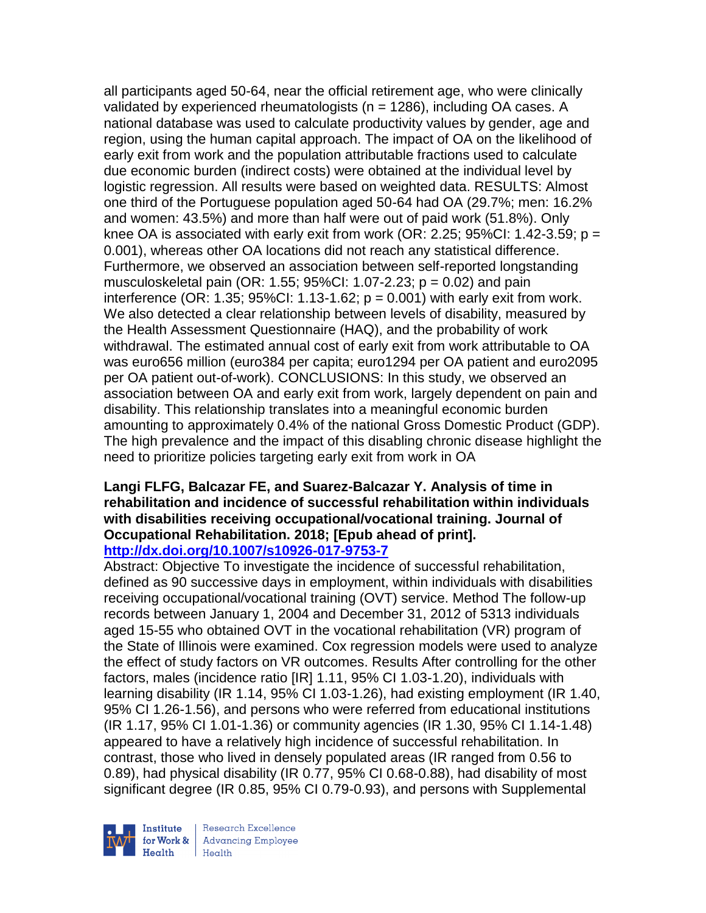all participants aged 50-64, near the official retirement age, who were clinically validated by experienced rheumatologists (n = 1286), including OA cases. A national database was used to calculate productivity values by gender, age and region, using the human capital approach. The impact of OA on the likelihood of early exit from work and the population attributable fractions used to calculate due economic burden (indirect costs) were obtained at the individual level by logistic regression. All results were based on weighted data. RESULTS: Almost one third of the Portuguese population aged 50-64 had OA (29.7%; men: 16.2% and women: 43.5%) and more than half were out of paid work (51.8%). Only knee OA is associated with early exit from work (OR: 2.25; 95%CI: 1.42-3.59; p = 0.001), whereas other OA locations did not reach any statistical difference. Furthermore, we observed an association between self-reported longstanding musculoskeletal pain (OR: 1.55; 95%CI: 1.07-2.23; p = 0.02) and pain interference (OR: 1.35; 95%CI: 1.13-1.62; p = 0.001) with early exit from work. We also detected a clear relationship between levels of disability, measured by the Health Assessment Questionnaire (HAQ), and the probability of work withdrawal. The estimated annual cost of early exit from work attributable to OA was euro656 million (euro384 per capita; euro1294 per OA patient and euro2095 per OA patient out-of-work). CONCLUSIONS: In this study, we observed an association between OA and early exit from work, largely dependent on pain and disability. This relationship translates into a meaningful economic burden amounting to approximately 0.4% of the national Gross Domestic Product (GDP). The high prevalence and the impact of this disabling chronic disease highlight the need to prioritize policies targeting early exit from work in OA

**Langi FLFG, Balcazar FE, and Suarez-Balcazar Y. Analysis of time in rehabilitation and incidence of successful rehabilitation within individuals with disabilities receiving occupational/vocational training. Journal of Occupational Rehabilitation. 2018; [Epub ahead of print].**
**http://dx.doi.org/10.1007/s10926-017-9753-7**

Abstract: Objective To investigate the incidence of successful rehabilitation, defined as 90 successive days in employment, within individuals with disabilities receiving occupational/vocational training (OVT) service. Method The follow-up records between January 1, 2004 and December 31, 2012 of 5313 individuals aged 15-55 who obtained OVT in the vocational rehabilitation (VR) program of the State of Illinois were examined. Cox regression models were used to analyze the effect of study factors on VR outcomes. Results After controlling for the other factors, males (incidence ratio [IR] 1.11, 95% CI 1.03-1.20), individuals with learning disability (IR 1.14, 95% CI 1.03-1.26), had existing employment (IR 1.40, 95% CI 1.26-1.56), and persons who were referred from educational institutions (IR 1.17, 95% CI 1.01-1.36) or community agencies (IR 1.30, 95% CI 1.14-1.48) appeared to have a relatively high incidence of successful rehabilitation. In contrast, those who lived in densely populated areas (IR ranged from 0.56 to 0.89), had physical disability (IR 0.77, 95% CI 0.68-0.88), had disability of most significant degree (IR 0.85, 95% CI 0.79-0.93), and persons with Supplemental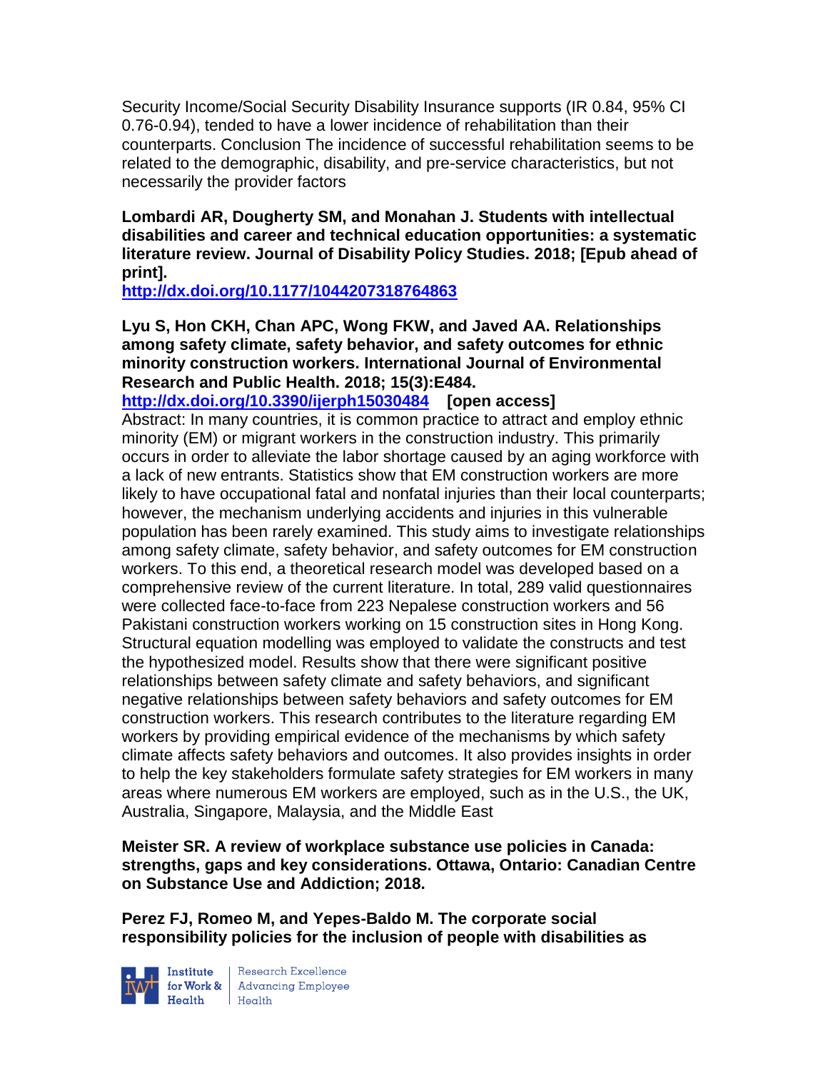Security Income/Social Security Disability Insurance supports (IR 0.84, 95% CI 0.76-0.94), tended to have a lower incidence of rehabilitation than their counterparts. Conclusion The incidence of successful rehabilitation seems to be related to the demographic, disability, and pre-service characteristics, but not necessarily the provider factors

**Lombardi AR, Dougherty SM, and Monahan J. Students with intellectual disabilities and career and technical education opportunities: a systematic literature review. Journal of Disability Policy Studies. 2018; [Epub ahead of print].**
**http://dx.doi.org/10.1177/1044207318764863**

**Lyu S, Hon CKH, Chan APC, Wong FKW, and Javed AA. Relationships among safety climate, safety behavior, and safety outcomes for ethnic minority construction workers. International Journal of Environmental Research and Public Health. 2018; 15(3):E484.**
**http://dx.doi.org/10.3390/ijerph15030484 [open access]**
Abstract: In many countries, it is common practice to attract and employ ethnic minority (EM) or migrant workers in the construction industry. This primarily occurs in order to alleviate the labor shortage caused by an aging workforce with a lack of new entrants. Statistics show that EM construction workers are more likely to have occupational fatal and nonfatal injuries than their local counterparts; however, the mechanism underlying accidents and injuries in this vulnerable population has been rarely examined. This study aims to investigate relationships among safety climate, safety behavior, and safety outcomes for EM construction workers. To this end, a theoretical research model was developed based on a comprehensive review of the current literature. In total, 289 valid questionnaires were collected face-to-face from 223 Nepalese construction workers and 56 Pakistani construction workers working on 15 construction sites in Hong Kong. Structural equation modelling was employed to validate the constructs and test the hypothesized model. Results show that there were significant positive relationships between safety climate and safety behaviors, and significant negative relationships between safety behaviors and safety outcomes for EM construction workers. This research contributes to the literature regarding EM workers by providing empirical evidence of the mechanisms by which safety climate affects safety behaviors and outcomes. It also provides insights in order to help the key stakeholders formulate safety strategies for EM workers in many areas where numerous EM workers are employed, such as in the U.S., the UK, Australia, Singapore, Malaysia, and the Middle East

**Meister SR. A review of workplace substance use policies in Canada: strengths, gaps and key considerations. Ottawa, Ontario: Canadian Centre on Substance Use and Addiction; 2018.**

**Perez FJ, Romeo M, and Yepes-Baldo M. The corporate social responsibility policies for the inclusion of people with disabilities as**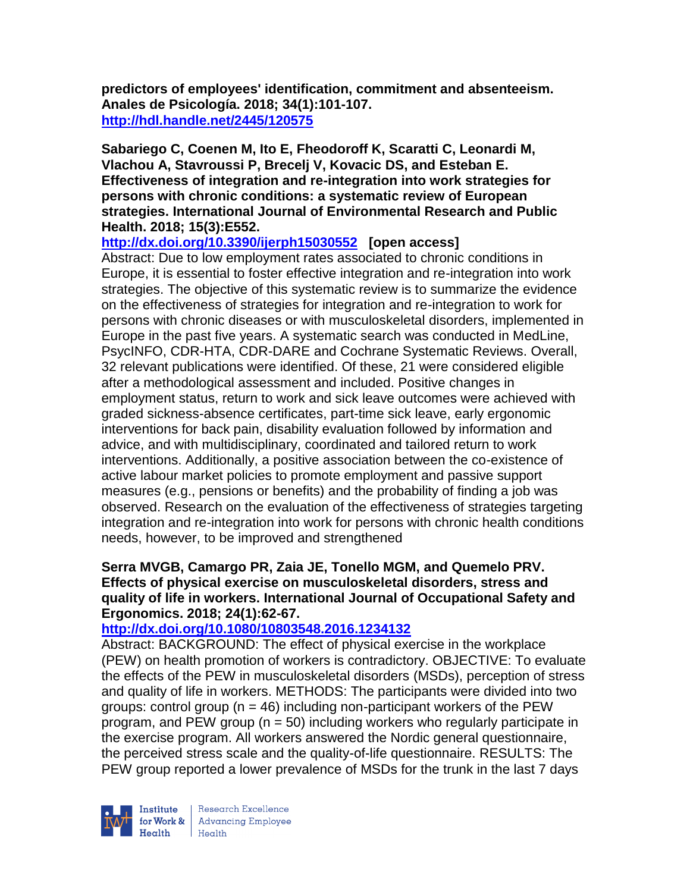**predictors of employees' identification, commitment and absenteeism. Anales de Psicología. 2018; 34(1):101-107.**
**http://hdl.handle.net/2445/120575**

**Sabariego C, Coenen M, Ito E, Fheodoroff K, Scaratti C, Leonardi M, Vlachou A, Stavroussi P, Brecelj V, Kovacic DS, and Esteban E. Effectiveness of integration and re-integration into work strategies for persons with chronic conditions: a systematic review of European strategies. International Journal of Environmental Research and Public Health. 2018; 15(3):E552.**
**http://dx.doi.org/10.3390/ijerph15030552 [open access]**
Abstract: Due to low employment rates associated to chronic conditions in Europe, it is essential to foster effective integration and re-integration into work strategies. The objective of this systematic review is to summarize the evidence on the effectiveness of strategies for integration and re-integration to work for persons with chronic diseases or with musculoskeletal disorders, implemented in Europe in the past five years. A systematic search was conducted in MedLine, PsycINFO, CDR-HTA, CDR-DARE and Cochrane Systematic Reviews. Overall, 32 relevant publications were identified. Of these, 21 were considered eligible after a methodological assessment and included. Positive changes in employment status, return to work and sick leave outcomes were achieved with graded sickness-absence certificates, part-time sick leave, early ergonomic interventions for back pain, disability evaluation followed by information and advice, and with multidisciplinary, coordinated and tailored return to work interventions. Additionally, a positive association between the co-existence of active labour market policies to promote employment and passive support measures (e.g., pensions or benefits) and the probability of finding a job was observed. Research on the evaluation of the effectiveness of strategies targeting integration and re-integration into work for persons with chronic health conditions needs, however, to be improved and strengthened

**Serra MVGB, Camargo PR, Zaia JE, Tonello MGM, and Quemelo PRV. Effects of physical exercise on musculoskeletal disorders, stress and quality of life in workers. International Journal of Occupational Safety and Ergonomics. 2018; 24(1):62-67.**
**http://dx.doi.org/10.1080/10803548.2016.1234132**
Abstract: BACKGROUND: The effect of physical exercise in the workplace (PEW) on health promotion of workers is contradictory. OBJECTIVE: To evaluate the effects of the PEW in musculoskeletal disorders (MSDs), perception of stress and quality of life in workers. METHODS: The participants were divided into two groups: control group (n = 46) including non-participant workers of the PEW program, and PEW group (n = 50) including workers who regularly participate in the exercise program. All workers answered the Nordic general questionnaire, the perceived stress scale and the quality-of-life questionnaire. RESULTS: The PEW group reported a lower prevalence of MSDs for the trunk in the last 7 days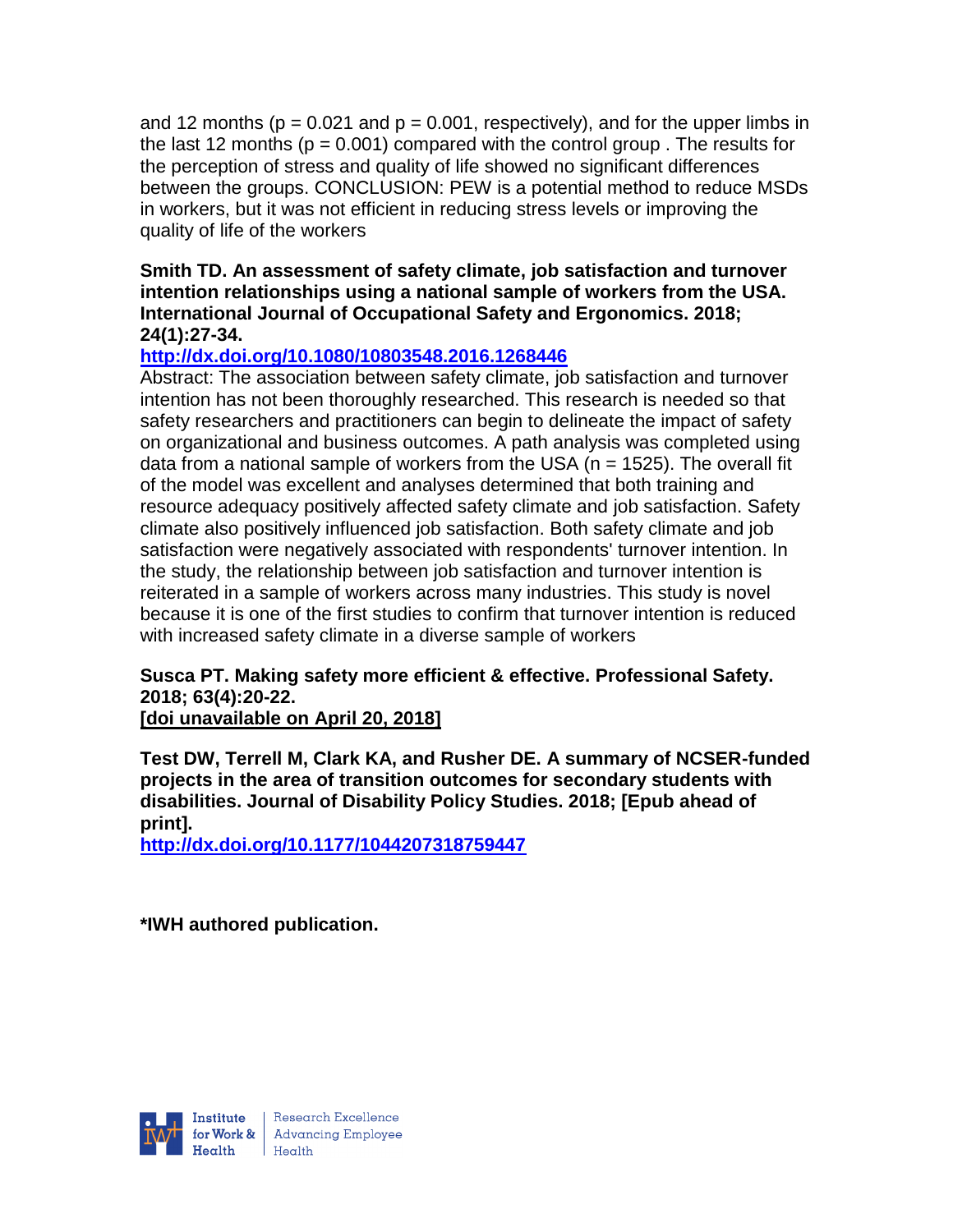and 12 months ($p = 0.021$ and $p = 0.001$, respectively), and for the upper limbs in the last 12 months ($p = 0.001$) compared with the control group . The results for the perception of stress and quality of life showed no significant differences between the groups. CONCLUSION: PEW is a potential method to reduce MSDs in workers, but it was not efficient in reducing stress levels or improving the quality of life of the workers

**Smith TD. An assessment of safety climate, job satisfaction and turnover intention relationships using a national sample of workers from the USA. International Journal of Occupational Safety and Ergonomics. 2018; 24(1):27-34.**
http://dx.doi.org/10.1080/10803548.2016.1268446
Abstract: The association between safety climate, job satisfaction and turnover intention has not been thoroughly researched. This research is needed so that safety researchers and practitioners can begin to delineate the impact of safety on organizational and business outcomes. A path analysis was completed using data from a national sample of workers from the USA ($n = 1525$). The overall fit of the model was excellent and analyses determined that both training and resource adequacy positively affected safety climate and job satisfaction. Safety climate also positively influenced job satisfaction. Both safety climate and job satisfaction were negatively associated with respondents' turnover intention. In the study, the relationship between job satisfaction and turnover intention is reiterated in a sample of workers across many industries. This study is novel because it is one of the first studies to confirm that turnover intention is reduced with increased safety climate in a diverse sample of workers

**Susca PT. Making safety more efficient & effective. Professional Safety. 2018; 63(4):20-22.**
**[doi unavailable on April 20, 2018]**

**Test DW, Terrell M, Clark KA, and Rusher DE. A summary of NCSER-funded projects in the area of transition outcomes for secondary students with disabilities. Journal of Disability Policy Studies. 2018; [Epub ahead of print].**
http://dx.doi.org/10.1177/1044207318759447

**\*IWH authored publication.**